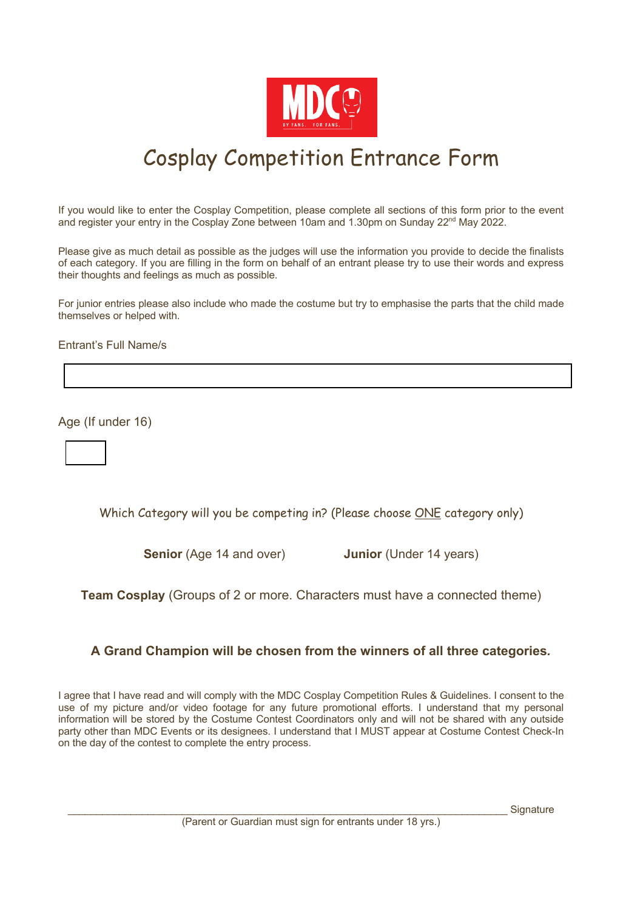# Cosplay Competition Entrance Form

If you would like to enter the Cosplay Competition, please complete all sections of this form prior to the event and register your entry in the Cosplay Zone between 10am and 1.30pm on Sunday 22nd May 2022.

Please give as much detail as possible as the judges will use the information you provide to decide the finalists of each category. If you are filling in the form on behalf of an entrant please try to use their words and express their thoughts and feelings as much as possible.

For junior entries please also include who made the costume but try to emphasise the parts that the child made themselves or helped with.

Entrant's Full Name/s

Age (If under 16)

Which Category will you be competing in? (Please choose ONE category only)

**Senior** (Age 14 and over)

**Junior** (Under 14 years)

**Team Cosplay** (Groups of 2 or more. Characters must have a connected theme)

**A Grand Champion will be chosen from the winners of all three categories.**

I agree that I have read and will comply with the MDC Cosplay Competition Rules & Guidelines. I consent to the use of my picture and/or video footage for any future promotional efforts. I understand that my personal information will be stored by the Costume Contest Coordinators only and will not be shared with any outside party other than MDC Events or its designees. I understand that I MUST appear at Costume Contest Check-In on the day of the contest to complete the entry process.

_______________________________________________ Signature

(Parent or Guardian must sign for entrants under 18 yrs.)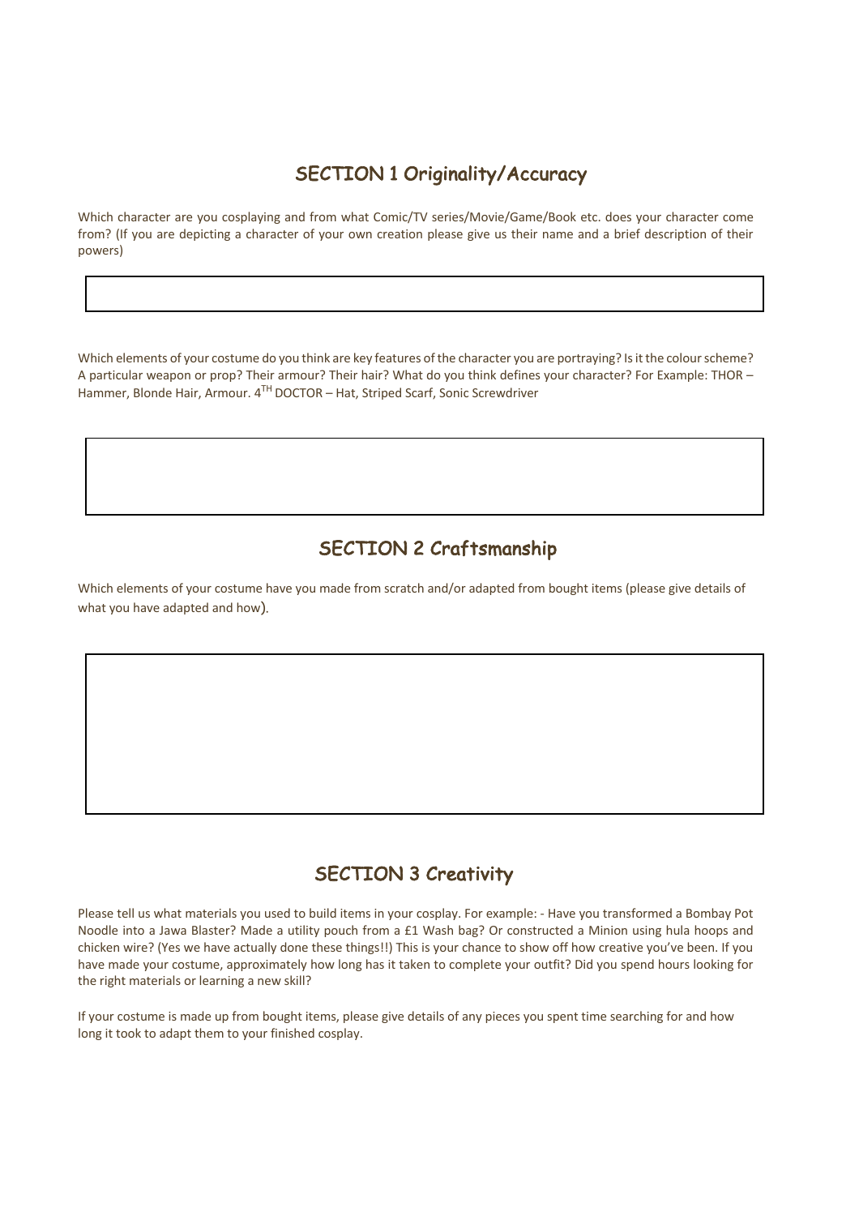## SECTION 1 Originality/Accuracy

Which character are you cosplaying and from what Comic/TV series/Movie/Game/Book etc. does your character come from? (If you are depicting a character of your own creation please give us their name and a brief description of their powers)

Which elements of your costume do you think are key features of the character you are portraying? Is it the colour scheme? A particular weapon or prop? Their armour? Their hair? What do you think defines your character? For Example: THOR – Hammer, Blonde Hair, Armour. 4$^{TH}$ DOCTOR – Hat, Striped Scarf, Sonic Screwdriver

## SECTION 2 Craftsmanship

Which elements of your costume have you made from scratch and/or adapted from bought items (please give details of what you have adapted and how).

## SECTION 3 Creativity

Please tell us what materials you used to build items in your cosplay. For example: - Have you transformed a Bombay Pot Noodle into a Jawa Blaster? Made a utility pouch from a £1 Wash bag? Or constructed a Minion using hula hoops and chicken wire? (Yes we have actually done these things!!) This is your chance to show off how creative you've been. If you have made your costume, approximately how long has it taken to complete your outfit? Did you spend hours looking for the right materials or learning a new skill?

If your costume is made up from bought items, please give details of any pieces you spent time searching for and how long it took to adapt them to your finished cosplay.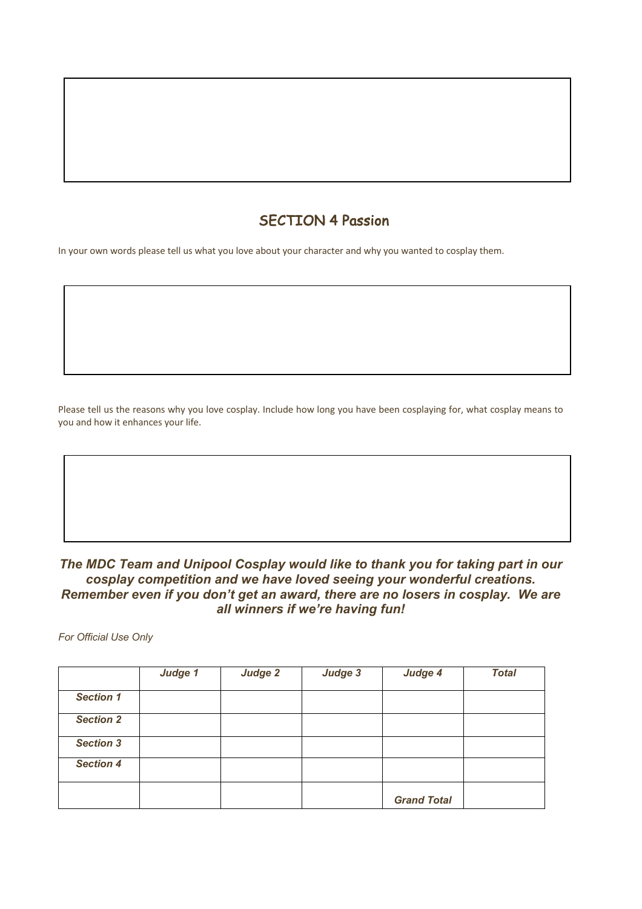## SECTION 4 Passion

In your own words please tell us what you love about your character and why you wanted to cosplay them.

Please tell us the reasons why you love cosplay. Include how long you have been cosplaying for, what cosplay means to you and how it enhances your life.

***The MDC Team and Unipool Cosplay would like to thank you for taking part in our cosplay competition and we have loved seeing your wonderful creations. Remember even if you don't get an award, there are no losers in cosplay. We are all winners if we're having fun!***

*For Official Use Only*

| | ***Judge 1*** | ***Judge 2*** | ***Judge 3*** | ***Judge 4*** | ***Total*** |
|---|---|---|---|---|---|
| ***Section 1*** | | | | | |
| ***Section 2*** | | | | | |
| ***Section 3*** | | | | | |
| ***Section 4*** | | | | | |
| | | | | ***Grand Total*** | |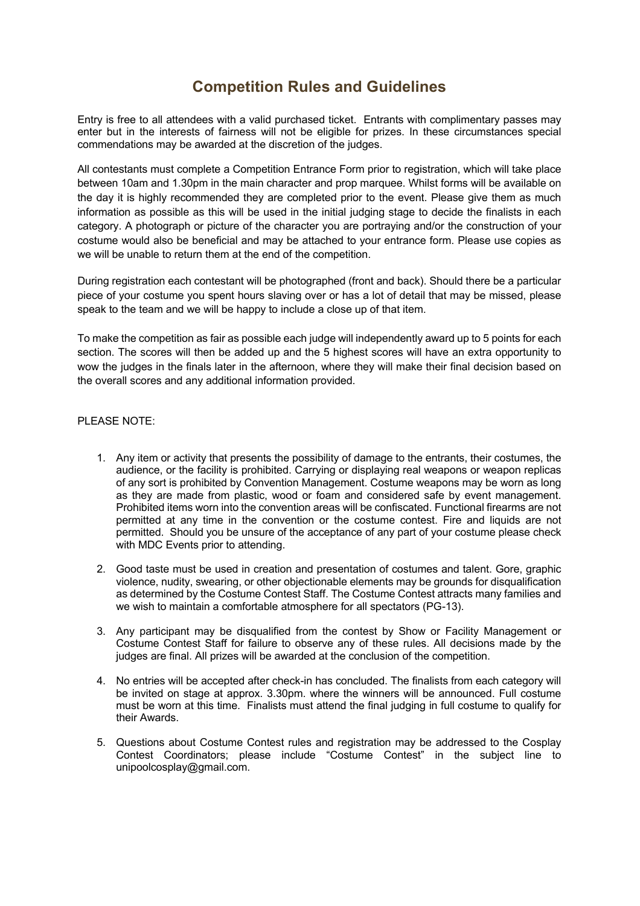# Competition Rules and Guidelines

Entry is free to all attendees with a valid purchased ticket. Entrants with complimentary passes may enter but in the interests of fairness will not be eligible for prizes. In these circumstances special commendations may be awarded at the discretion of the judges.

All contestants must complete a Competition Entrance Form prior to registration, which will take place between 10am and 1.30pm in the main character and prop marquee. Whilst forms will be available on the day it is highly recommended they are completed prior to the event. Please give them as much information as possible as this will be used in the initial judging stage to decide the finalists in each category. A photograph or picture of the character you are portraying and/or the construction of your costume would also be beneficial and may be attached to your entrance form. Please use copies as we will be unable to return them at the end of the competition.

During registration each contestant will be photographed (front and back). Should there be a particular piece of your costume you spent hours slaving over or has a lot of detail that may be missed, please speak to the team and we will be happy to include a close up of that item.

To make the competition as fair as possible each judge will independently award up to 5 points for each section. The scores will then be added up and the 5 highest scores will have an extra opportunity to wow the judges in the finals later in the afternoon, where they will make their final decision based on the overall scores and any additional information provided.

PLEASE NOTE:

1. Any item or activity that presents the possibility of damage to the entrants, their costumes, the audience, or the facility is prohibited. Carrying or displaying real weapons or weapon replicas of any sort is prohibited by Convention Management. Costume weapons may be worn as long as they are made from plastic, wood or foam and considered safe by event management. Prohibited items worn into the convention areas will be confiscated. Functional firearms are not permitted at any time in the convention or the costume contest. Fire and liquids are not permitted. Should you be unsure of the acceptance of any part of your costume please check with MDC Events prior to attending.

2. Good taste must be used in creation and presentation of costumes and talent. Gore, graphic violence, nudity, swearing, or other objectionable elements may be grounds for disqualification as determined by the Costume Contest Staff. The Costume Contest attracts many families and we wish to maintain a comfortable atmosphere for all spectators (PG-13).

3. Any participant may be disqualified from the contest by Show or Facility Management or Costume Contest Staff for failure to observe any of these rules. All decisions made by the judges are final. All prizes will be awarded at the conclusion of the competition.

4. No entries will be accepted after check-in has concluded. The finalists from each category will be invited on stage at approx. 3.30pm. where the winners will be announced. Full costume must be worn at this time. Finalists must attend the final judging in full costume to qualify for their Awards.

5. Questions about Costume Contest rules and registration may be addressed to the Cosplay Contest Coordinators; please include "Costume Contest" in the subject line to unipoolcosplay@gmail.com.